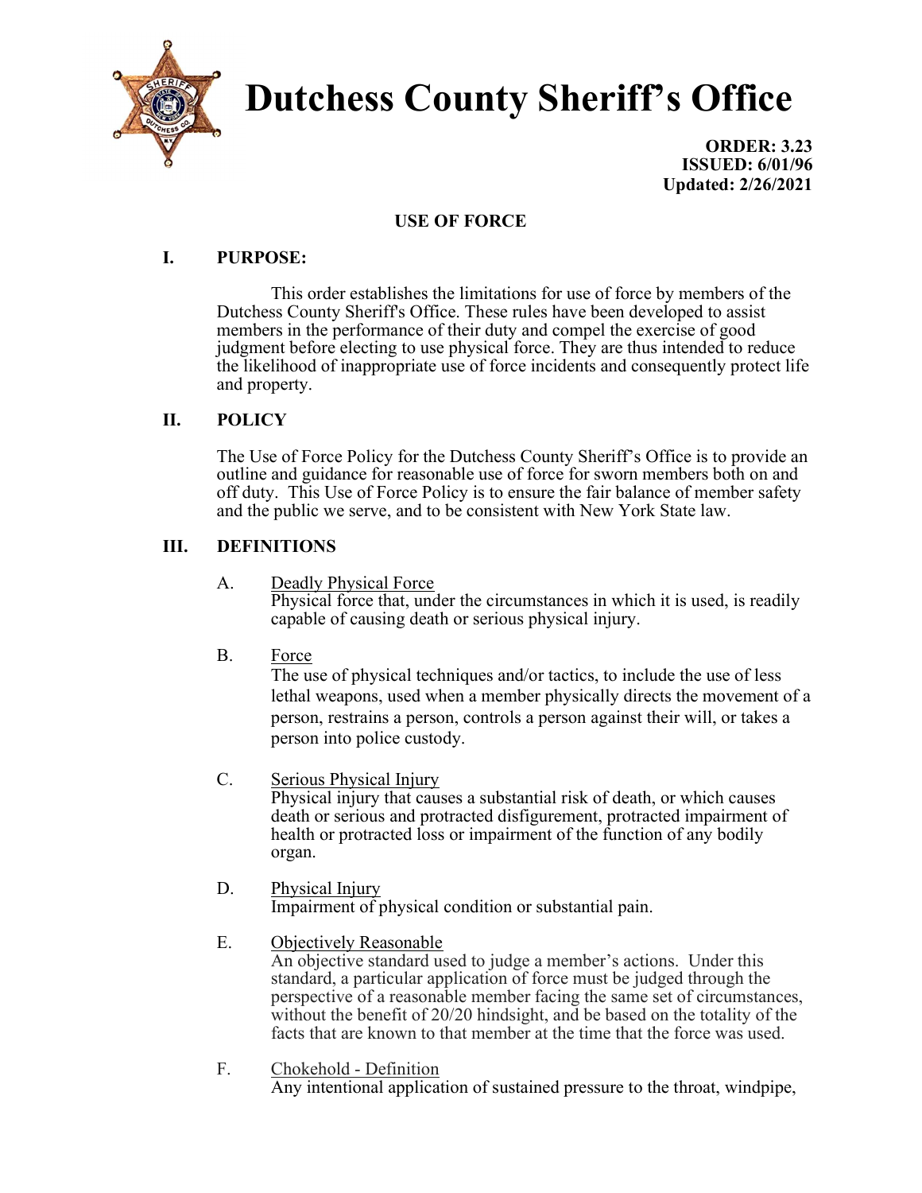# Dutchess County Sheriff's Office

**ORDER: 3.23**
**ISSUED: 6/01/96**
**Updated: 2/26/2021**

## USE OF FORCE

### I. PURPOSE:

This order establishes the limitations for use of force by members of the Dutchess County Sheriff's Office. These rules have been developed to assist members in the performance of their duty and compel the exercise of good judgment before electing to use physical force. They are thus intended to reduce the likelihood of inappropriate use of force incidents and consequently protect life and property.

### II. POLICY

The Use of Force Policy for the Dutchess County Sheriff's Office is to provide an outline and guidance for reasonable use of force for sworn members both on and off duty. This Use of Force Policy is to ensure the fair balance of member safety and the public we serve, and to be consistent with New York State law.

### III. DEFINITIONS

A. Deadly Physical Force
Physical force that, under the circumstances in which it is used, is readily capable of causing death or serious physical injury.

B. Force
The use of physical techniques and/or tactics, to include the use of less lethal weapons, used when a member physically directs the movement of a person, restrains a person, controls a person against their will, or takes a person into police custody.

C. Serious Physical Injury
Physical injury that causes a substantial risk of death, or which causes death or serious and protracted disfigurement, protracted impairment of health or protracted loss or impairment of the function of any bodily organ.

D. Physical Injury
Impairment of physical condition or substantial pain.

E. Objectively Reasonable
An objective standard used to judge a member's actions. Under this standard, a particular application of force must be judged through the perspective of a reasonable member facing the same set of circumstances, without the benefit of 20/20 hindsight, and be based on the totality of the facts that are known to that member at the time that the force was used.

F. Chokehold - Definition
Any intentional application of sustained pressure to the throat, windpipe,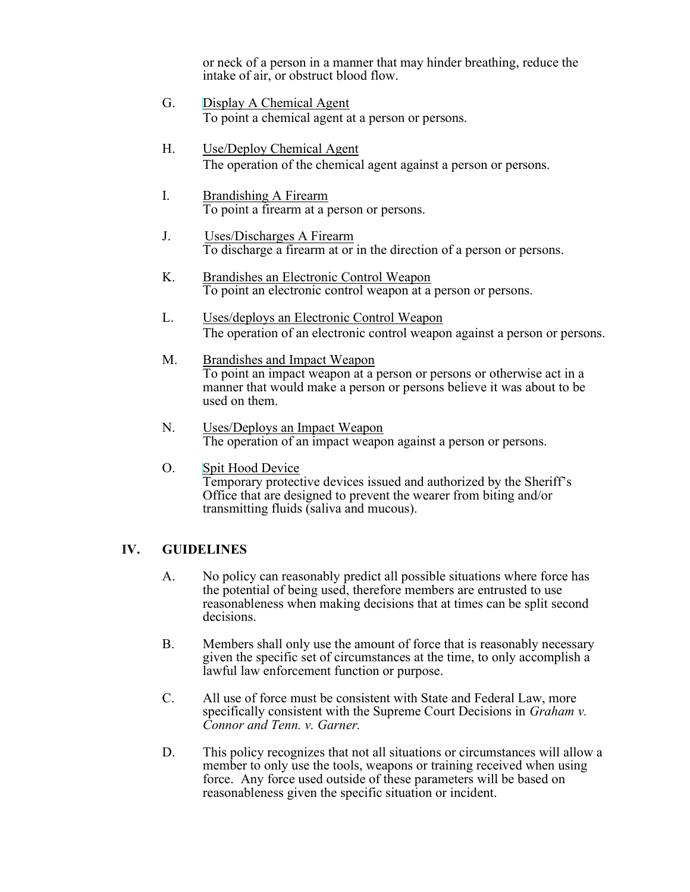or neck of a person in a manner that may hinder breathing, reduce the intake of air, or obstruct blood flow.

G. Display A Chemical Agent
To point a chemical agent at a person or persons.

H. Use/Deploy Chemical Agent
The operation of the chemical agent against a person or persons.

I. Brandishing A Firearm
To point a firearm at a person or persons.

J. Uses/Discharges A Firearm
To discharge a firearm at or in the direction of a person or persons.

K. Brandishes an Electronic Control Weapon
To point an electronic control weapon at a person or persons.

L. Uses/deploys an Electronic Control Weapon
The operation of an electronic control weapon against a person or persons.

M. Brandishes and Impact Weapon
To point an impact weapon at a person or persons or otherwise act in a manner that would make a person or persons believe it was about to be used on them.

N. Uses/Deploys an Impact Weapon
The operation of an impact weapon against a person or persons.

O. Spit Hood Device
Temporary protective devices issued and authorized by the Sheriff's Office that are designed to prevent the wearer from biting and/or transmitting fluids (saliva and mucous).

## IV. GUIDELINES

A. No policy can reasonably predict all possible situations where force has the potential of being used, therefore members are entrusted to use reasonableness when making decisions that at times can be split second decisions.

B. Members shall only use the amount of force that is reasonably necessary given the specific set of circumstances at the time, to only accomplish a lawful law enforcement function or purpose.

C. All use of force must be consistent with State and Federal Law, more specifically consistent with the Supreme Court Decisions in *Graham v. Connor and Tenn. v. Garner.*

D. This policy recognizes that not all situations or circumstances will allow a member to only use the tools, weapons or training received when using force. Any force used outside of these parameters will be based on reasonableness given the specific situation or incident.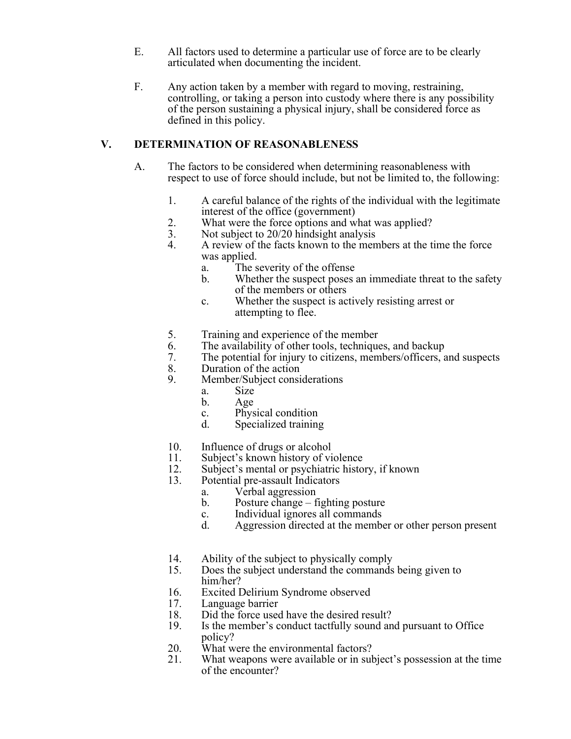E. All factors used to determine a particular use of force are to be clearly articulated when documenting the incident.

F. Any action taken by a member with regard to moving, restraining, controlling, or taking a person into custody where there is any possibility of the person sustaining a physical injury, shall be considered force as defined in this policy.

## V. DETERMINATION OF REASONABLENESS

A. The factors to be considered when determining reasonableness with respect to use of force should include, but not be limited to, the following:

1. A careful balance of the rights of the individual with the legitimate interest of the office (government)
2. What were the force options and what was applied?
3. Not subject to 20/20 hindsight analysis
4. A review of the facts known to the members at the time the force was applied.
   a. The severity of the offense
   b. Whether the suspect poses an immediate threat to the safety of the members or others
   c. Whether the suspect is actively resisting arrest or attempting to flee.
5. Training and experience of the member
6. The availability of other tools, techniques, and backup
7. The potential for injury to citizens, members/officers, and suspects
8. Duration of the action
9. Member/Subject considerations
   a. Size
   b. Age
   c. Physical condition
   d. Specialized training
10. Influence of drugs or alcohol
11. Subject's known history of violence
12. Subject's mental or psychiatric history, if known
13. Potential pre-assault Indicators
    a. Verbal aggression
    b. Posture change – fighting posture
    c. Individual ignores all commands
    d. Aggression directed at the member or other person present
14. Ability of the subject to physically comply
15. Does the subject understand the commands being given to him/her?
16. Excited Delirium Syndrome observed
17. Language barrier
18. Did the force used have the desired result?
19. Is the member's conduct tactfully sound and pursuant to Office policy?
20. What were the environmental factors?
21. What weapons were available or in subject's possession at the time of the encounter?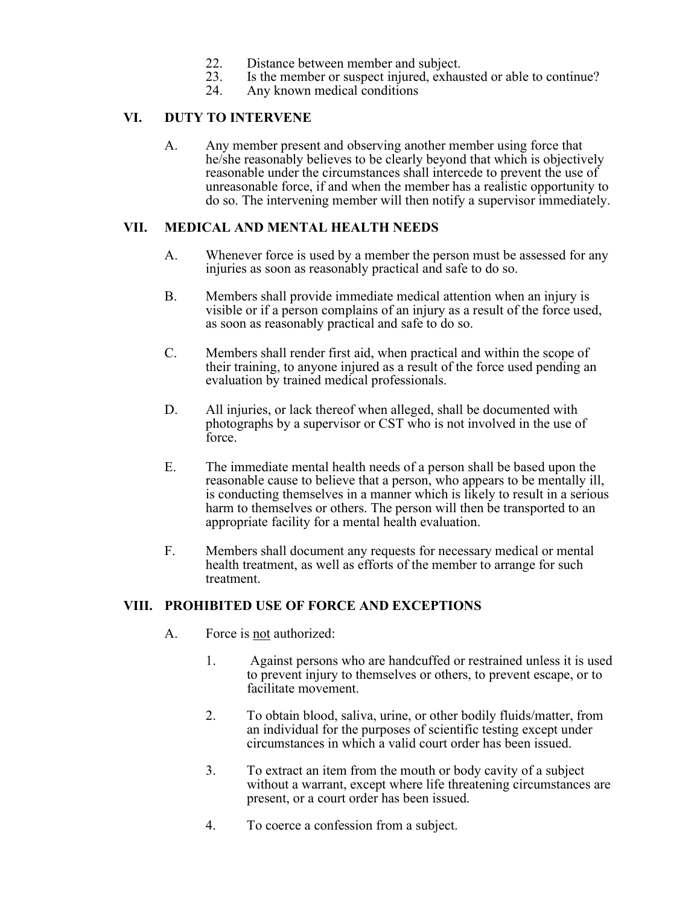22. Distance between member and subject.
23. Is the member or suspect injured, exhausted or able to continue?
24. Any known medical conditions

## VI. DUTY TO INTERVENE

A. Any member present and observing another member using force that he/she reasonably believes to be clearly beyond that which is objectively reasonable under the circumstances shall intercede to prevent the use of unreasonable force, if and when the member has a realistic opportunity to do so. The intervening member will then notify a supervisor immediately.

## VII. MEDICAL AND MENTAL HEALTH NEEDS

A. Whenever force is used by a member the person must be assessed for any injuries as soon as reasonably practical and safe to do so.

B. Members shall provide immediate medical attention when an injury is visible or if a person complains of an injury as a result of the force used, as soon as reasonably practical and safe to do so.

C. Members shall render first aid, when practical and within the scope of their training, to anyone injured as a result of the force used pending an evaluation by trained medical professionals.

D. All injuries, or lack thereof when alleged, shall be documented with photographs by a supervisor or CST who is not involved in the use of force.

E. The immediate mental health needs of a person shall be based upon the reasonable cause to believe that a person, who appears to be mentally ill, is conducting themselves in a manner which is likely to result in a serious harm to themselves or others. The person will then be transported to an appropriate facility for a mental health evaluation.

F. Members shall document any requests for necessary medical or mental health treatment, as well as efforts of the member to arrange for such treatment.

## VIII. PROHIBITED USE OF FORCE AND EXCEPTIONS

A. Force is <u>not</u> authorized:

1. Against persons who are handcuffed or restrained unless it is used to prevent injury to themselves or others, to prevent escape, or to facilitate movement.

2. To obtain blood, saliva, urine, or other bodily fluids/matter, from an individual for the purposes of scientific testing except under circumstances in which a valid court order has been issued.

3. To extract an item from the mouth or body cavity of a subject without a warrant, except where life threatening circumstances are present, or a court order has been issued.

4. To coerce a confession from a subject.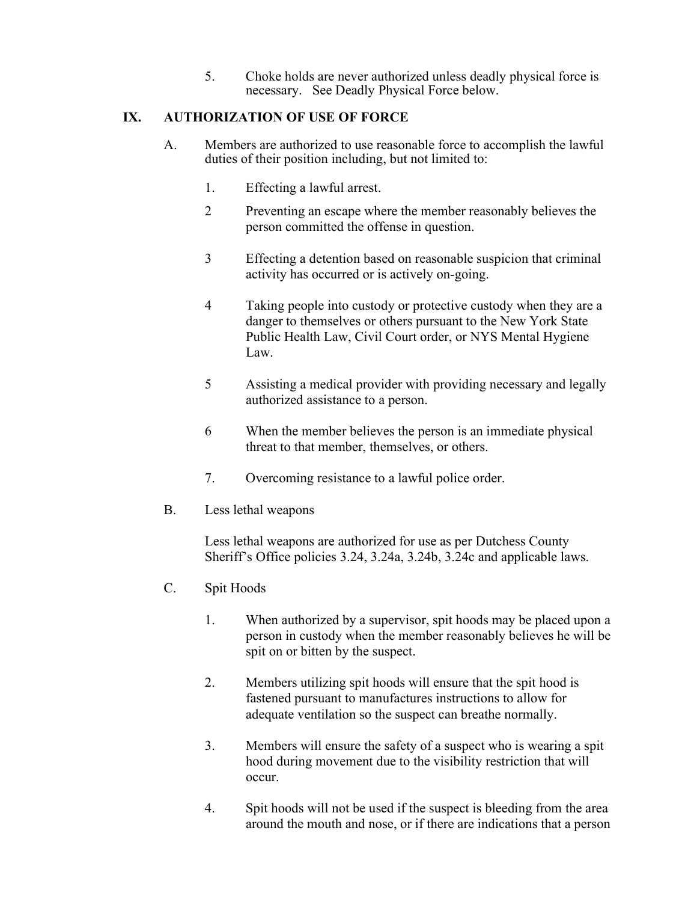5. Choke holds are never authorized unless deadly physical force is necessary. See Deadly Physical Force below.

## IX. AUTHORIZATION OF USE OF FORCE

A. Members are authorized to use reasonable force to accomplish the lawful duties of their position including, but not limited to:

1. Effecting a lawful arrest.

2 Preventing an escape where the member reasonably believes the person committed the offense in question.

3 Effecting a detention based on reasonable suspicion that criminal activity has occurred or is actively on-going.

4 Taking people into custody or protective custody when they are a danger to themselves or others pursuant to the New York State Public Health Law, Civil Court order, or NYS Mental Hygiene Law.

5 Assisting a medical provider with providing necessary and legally authorized assistance to a person.

6 When the member believes the person is an immediate physical threat to that member, themselves, or others.

7. Overcoming resistance to a lawful police order.

B. Less lethal weapons

Less lethal weapons are authorized for use as per Dutchess County Sheriff's Office policies 3.24, 3.24a, 3.24b, 3.24c and applicable laws.

C. Spit Hoods

1. When authorized by a supervisor, spit hoods may be placed upon a person in custody when the member reasonably believes he will be spit on or bitten by the suspect.

2. Members utilizing spit hoods will ensure that the spit hood is fastened pursuant to manufactures instructions to allow for adequate ventilation so the suspect can breathe normally.

3. Members will ensure the safety of a suspect who is wearing a spit hood during movement due to the visibility restriction that will occur.

4. Spit hoods will not be used if the suspect is bleeding from the area around the mouth and nose, or if there are indications that a person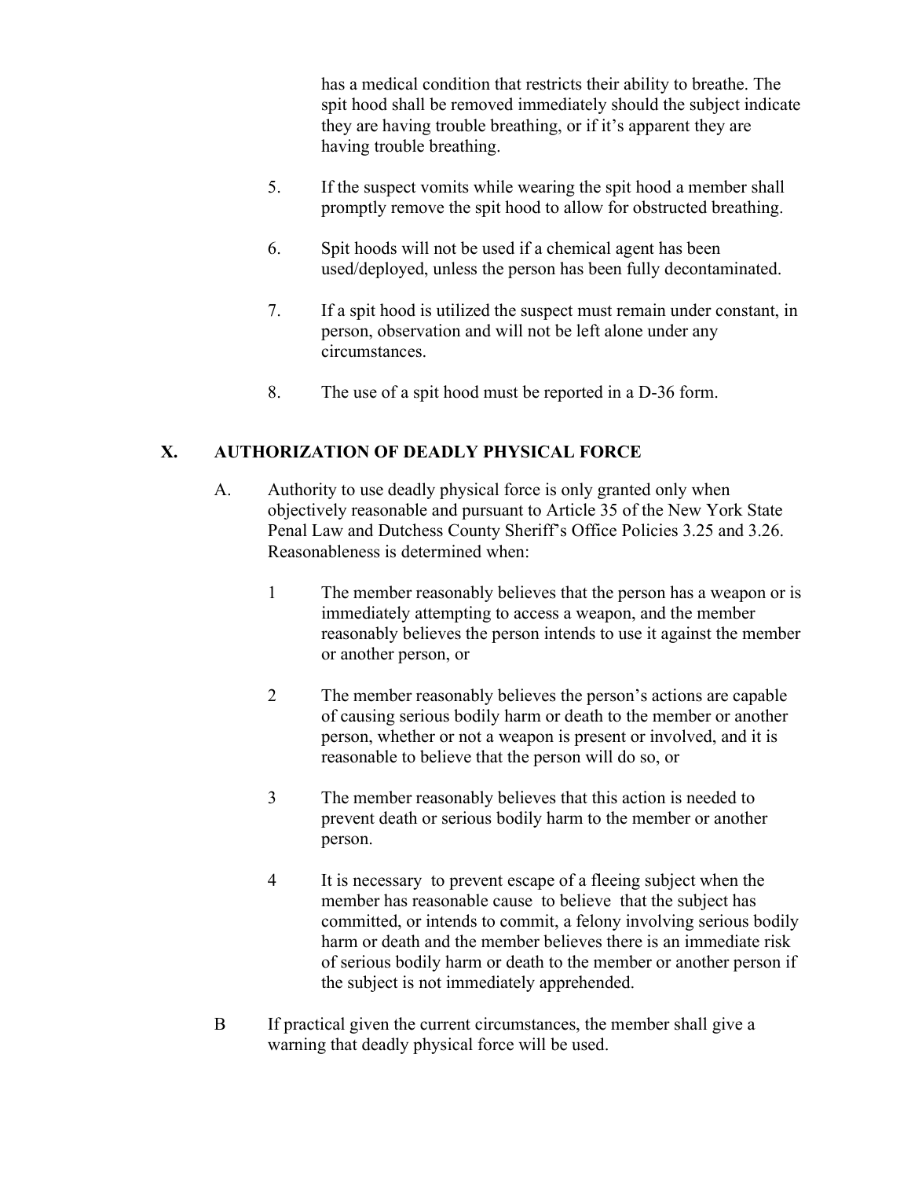has a medical condition that restricts their ability to breathe. The spit hood shall be removed immediately should the subject indicate they are having trouble breathing, or if it's apparent they are having trouble breathing.

5. If the suspect vomits while wearing the spit hood a member shall promptly remove the spit hood to allow for obstructed breathing.

6. Spit hoods will not be used if a chemical agent has been used/deployed, unless the person has been fully decontaminated.

7. If a spit hood is utilized the suspect must remain under constant, in person, observation and will not be left alone under any circumstances.

8. The use of a spit hood must be reported in a D-36 form.

## X. AUTHORIZATION OF DEADLY PHYSICAL FORCE

A. Authority to use deadly physical force is only granted only when objectively reasonable and pursuant to Article 35 of the New York State Penal Law and Dutchess County Sheriff's Office Policies 3.25 and 3.26. Reasonableness is determined when:

1 The member reasonably believes that the person has a weapon or is immediately attempting to access a weapon, and the member reasonably believes the person intends to use it against the member or another person, or

2 The member reasonably believes the person's actions are capable of causing serious bodily harm or death to the member or another person, whether or not a weapon is present or involved, and it is reasonable to believe that the person will do so, or

3 The member reasonably believes that this action is needed to prevent death or serious bodily harm to the member or another person.

4 It is necessary to prevent escape of a fleeing subject when the member has reasonable cause to believe that the subject has committed, or intends to commit, a felony involving serious bodily harm or death and the member believes there is an immediate risk of serious bodily harm or death to the member or another person if the subject is not immediately apprehended.

B If practical given the current circumstances, the member shall give a warning that deadly physical force will be used.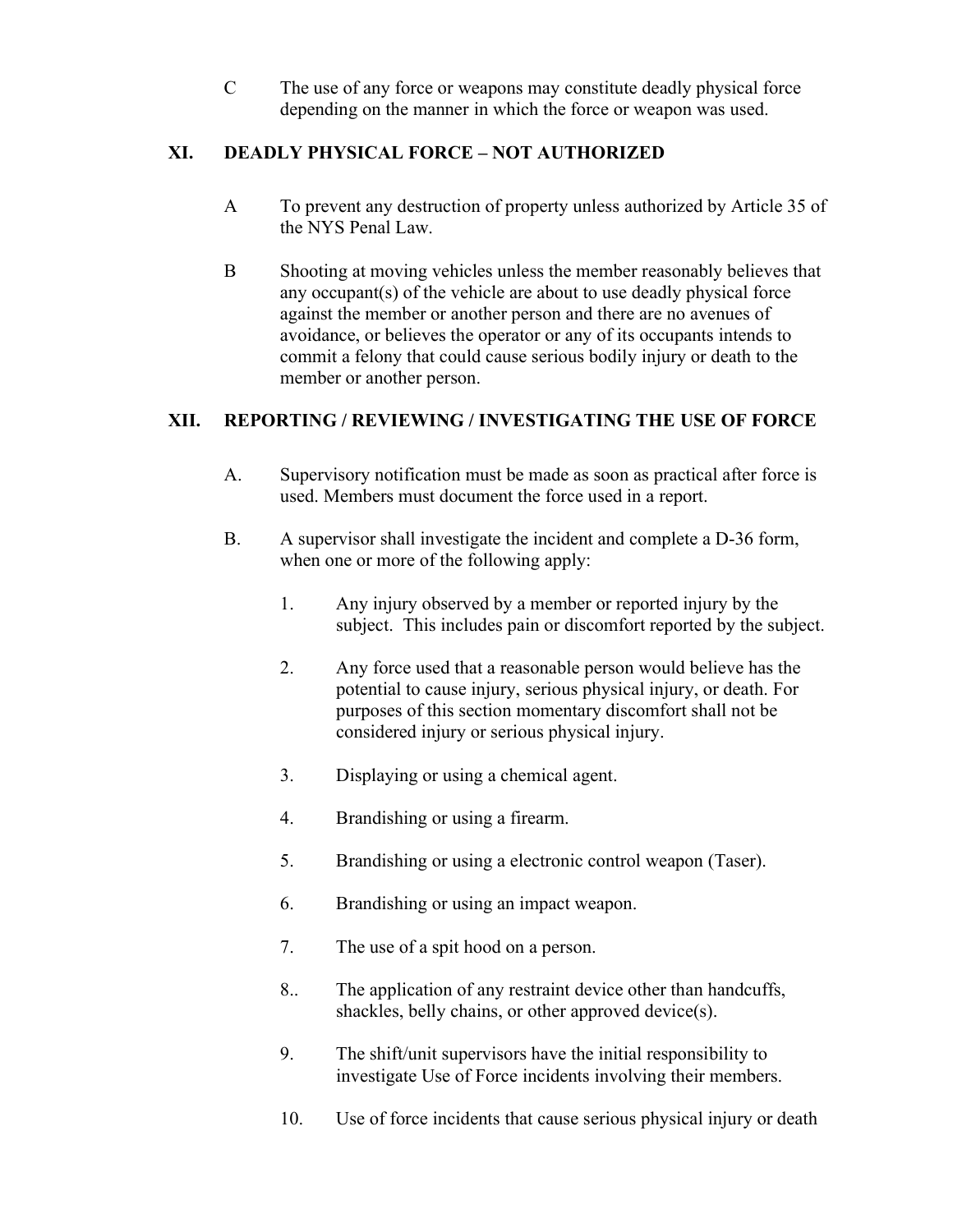C The use of any force or weapons may constitute deadly physical force depending on the manner in which the force or weapon was used.

## XI. DEADLY PHYSICAL FORCE – NOT AUTHORIZED

A To prevent any destruction of property unless authorized by Article 35 of the NYS Penal Law.

B Shooting at moving vehicles unless the member reasonably believes that any occupant(s) of the vehicle are about to use deadly physical force against the member or another person and there are no avenues of avoidance, or believes the operator or any of its occupants intends to commit a felony that could cause serious bodily injury or death to the member or another person.

## XII. REPORTING / REVIEWING / INVESTIGATING THE USE OF FORCE

A. Supervisory notification must be made as soon as practical after force is used. Members must document the force used in a report.

B. A supervisor shall investigate the incident and complete a D-36 form, when one or more of the following apply:

1. Any injury observed by a member or reported injury by the subject. This includes pain or discomfort reported by the subject.

2. Any force used that a reasonable person would believe has the potential to cause injury, serious physical injury, or death. For purposes of this section momentary discomfort shall not be considered injury or serious physical injury.

3. Displaying or using a chemical agent.

4. Brandishing or using a firearm.

5. Brandishing or using a electronic control weapon (Taser).

6. Brandishing or using an impact weapon.

7. The use of a spit hood on a person.

8.. The application of any restraint device other than handcuffs, shackles, belly chains, or other approved device(s).

9. The shift/unit supervisors have the initial responsibility to investigate Use of Force incidents involving their members.

10. Use of force incidents that cause serious physical injury or death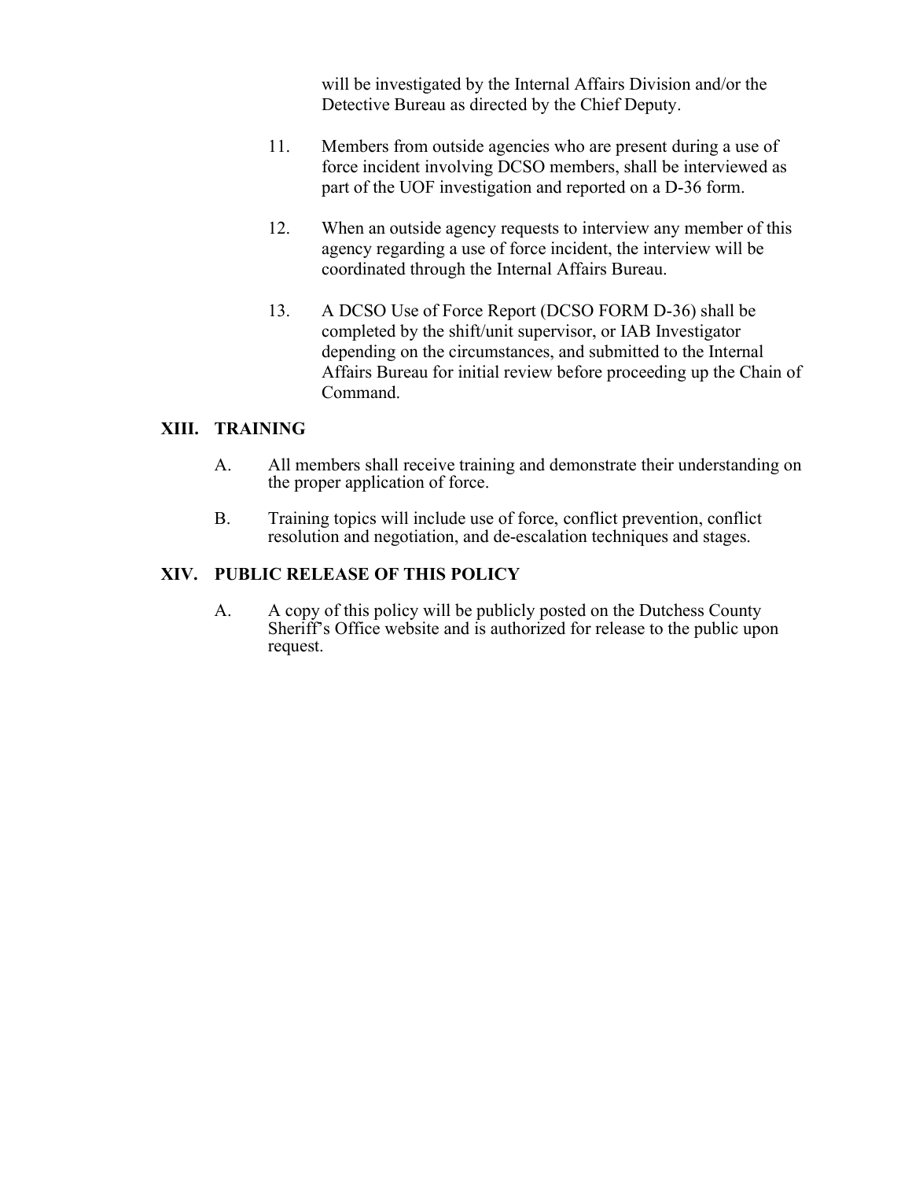will be investigated by the Internal Affairs Division and/or the Detective Bureau as directed by the Chief Deputy.

11. Members from outside agencies who are present during a use of force incident involving DCSO members, shall be interviewed as part of the UOF investigation and reported on a D-36 form.

12. When an outside agency requests to interview any member of this agency regarding a use of force incident, the interview will be coordinated through the Internal Affairs Bureau.

13. A DCSO Use of Force Report (DCSO FORM D-36) shall be completed by the shift/unit supervisor, or IAB Investigator depending on the circumstances, and submitted to the Internal Affairs Bureau for initial review before proceeding up the Chain of Command.

## XIII. TRAINING

A. All members shall receive training and demonstrate their understanding on the proper application of force.

B. Training topics will include use of force, conflict prevention, conflict resolution and negotiation, and de-escalation techniques and stages.

## XIV. PUBLIC RELEASE OF THIS POLICY

A. A copy of this policy will be publicly posted on the Dutchess County Sheriff's Office website and is authorized for release to the public upon request.